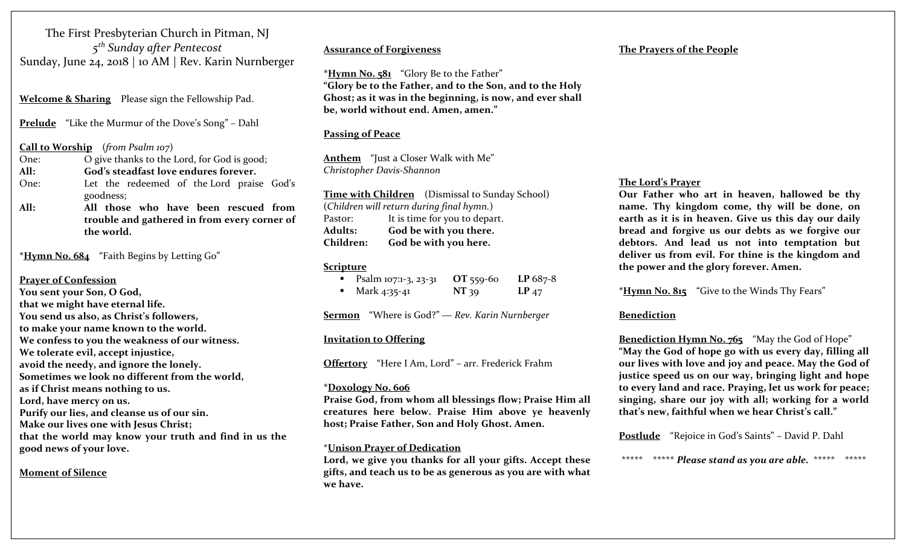The First Presbyterian Church in Pitman, NJ
*5th Sunday after Pentecost*
Sunday, June 24, 2018 | 10 AM | Rev. Karin Nurnberger

**Welcome & Sharing** Please sign the Fellowship Pad.

**Prelude** "Like the Murmur of the Dove's Song" – Dahl

**Call to Worship** (*from Psalm 107*)

One: O give thanks to the Lord, for God is good;
**All: God's steadfast love endures forever.**
One: Let the redeemed of the Lord praise God's goodness;
**All: All those who have been rescued from trouble and gathered in from every corner of the world.**

*__Hymn No. 684__ "Faith Begins by Letting Go"

**Prayer of Confession**

**You sent your Son, O God,
that we might have eternal life.
You send us also, as Christ's followers,
to make your name known to the world.
We confess to you the weakness of our witness.
We tolerate evil, accept injustice,
avoid the needy, and ignore the lonely.
Sometimes we look no different from the world,
as if Christ means nothing to us.
Lord, have mercy on us.
Purify our lies, and cleanse us of our sin.
Make our lives one with Jesus Christ;
that the world may know your truth and find in us the good news of your love.**

**Moment of Silence**

**Assurance of Forgiveness**

*__Hymn No. 581__ "Glory Be to the Father"
**"Glory be to the Father, and to the Son, and to the Holy Ghost; as it was in the beginning, is now, and ever shall be, world without end. Amen, amen."**

**Passing of Peace**

**Anthem** "Just a Closer Walk with Me"
*Christopher Davis-Shannon*

**Time with Children** (Dismissal to Sunday School)
(*Children will return during final hymn.*)

Pastor: It is time for you to depart.
**Adults: God be with you there.**
**Children: God be with you here.**

**Scripture**

- Psalm 107:1-3, 23-31 **OT** 559-60 **LP** 687-8
- Mark 4:35-41 **NT** 39 **LP** 47

**Sermon** "Where is God?" — *Rev. Karin Nurnberger*

**Invitation to Offering**

**Offertory** "Here I Am, Lord" – arr. Frederick Frahm

*__Doxology No. 606__
**Praise God, from whom all blessings flow; Praise Him all creatures here below. Praise Him above ye heavenly host; Praise Father, Son and Holy Ghost. Amen.**

*__Unison Prayer of Dedication__
**Lord, we give you thanks for all your gifts. Accept these gifts, and teach us to be as generous as you are with what we have.**

**The Prayers of the People**

**The Lord's Prayer**
**Our Father who art in heaven, hallowed be thy name. Thy kingdom come, thy will be done, on earth as it is in heaven. Give us this day our daily bread and forgive us our debts as we forgive our debtors. And lead us not into temptation but deliver us from evil. For thine is the kingdom and the power and the glory forever. Amen.**

*__Hymn No. 815__ "Give to the Winds Thy Fears"

**Benediction**

**Benediction Hymn No. 765** "May the God of Hope"
**"May the God of hope go with us every day, filling all our lives with love and joy and peace. May the God of justice speed us on our way, bringing light and hope to every land and race. Praying, let us work for peace; singing, share our joy with all; working for a world that's new, faithful when we hear Christ's call."**

**Postlude** "Rejoice in God's Saints" – David P. Dahl

***** ***** ***Please stand as you are able.*** ***** *****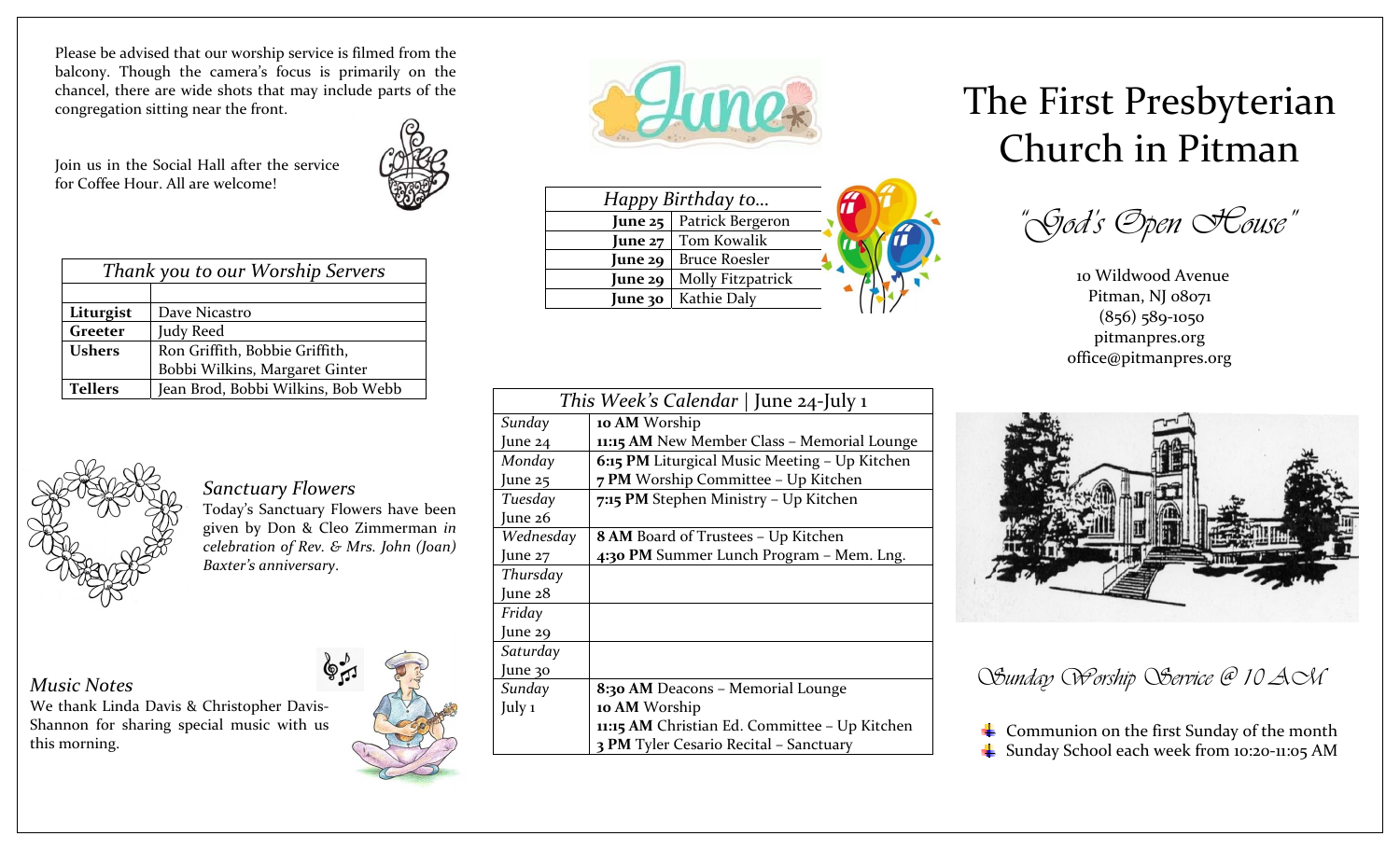Please be advised that our worship service is filmed from the balcony. Though the camera's focus is primarily on the chancel, there are wide shots that may include parts of the congregation sitting near the front.

Join us in the Social Hall after the service for Coffee Hour. All are welcome!

| *Thank you to our Worship Servers* | |
|---|---|
| **Liturgist** | Dave Nicastro |
| **Greeter** | Judy Reed |
| **Ushers** | Ron Griffith, Bobbie Griffith, Bobbi Wilkins, Margaret Ginter |
| **Tellers** | Jean Brod, Bobbi Wilkins, Bob Webb |

### *Sanctuary Flowers*

Today's Sanctuary Flowers have been given by Don & Cleo Zimmerman *in celebration of Rev. & Mrs. John (Joan) Baxter's anniversary*.

### *Music Notes*

We thank Linda Davis & Christopher Davis-Shannon for sharing special music with us this morning.

## June

| *Happy Birthday to…* | |
|---|---|
| **June 25** | Patrick Bergeron |
| **June 27** | Tom Kowalik |
| **June 29** | Bruce Roesler |
| **June 29** | Molly Fitzpatrick |
| **June 30** | Kathie Daly |

| *This Week's Calendar* \| June 24-July 1 | |
|---|---|
| *Sunday* June 24 | **10 AM** Worship<br>**11:15 AM** New Member Class – Memorial Lounge |
| *Monday* June 25 | **6:15 PM** Liturgical Music Meeting – Up Kitchen<br>**7 PM** Worship Committee – Up Kitchen |
| *Tuesday* June 26 | **7:15 PM** Stephen Ministry – Up Kitchen |
| *Wednesday* June 27 | **8 AM** Board of Trustees – Up Kitchen<br>**4:30 PM** Summer Lunch Program – Mem. Lng. |
| *Thursday* June 28 | |
| *Friday* June 29 | |
| *Saturday* June 30 | |
| *Sunday* July 1 | **8:30 AM** Deacons – Memorial Lounge<br>**10 AM** Worship<br>**11:15 AM** Christian Ed. Committee – Up Kitchen<br>**3 PM** Tyler Cesario Recital – Sanctuary |

# The First Presbyterian Church in Pitman

*"God's Open House"*

10 Wildwood Avenue
Pitman, NJ 08071
(856) 589-1050
pitmanpres.org
office@pitmanpres.org

*Sunday Worship Service @ 10 AM*

- Communion on the first Sunday of the month
- Sunday School each week from 10:20-11:05 AM